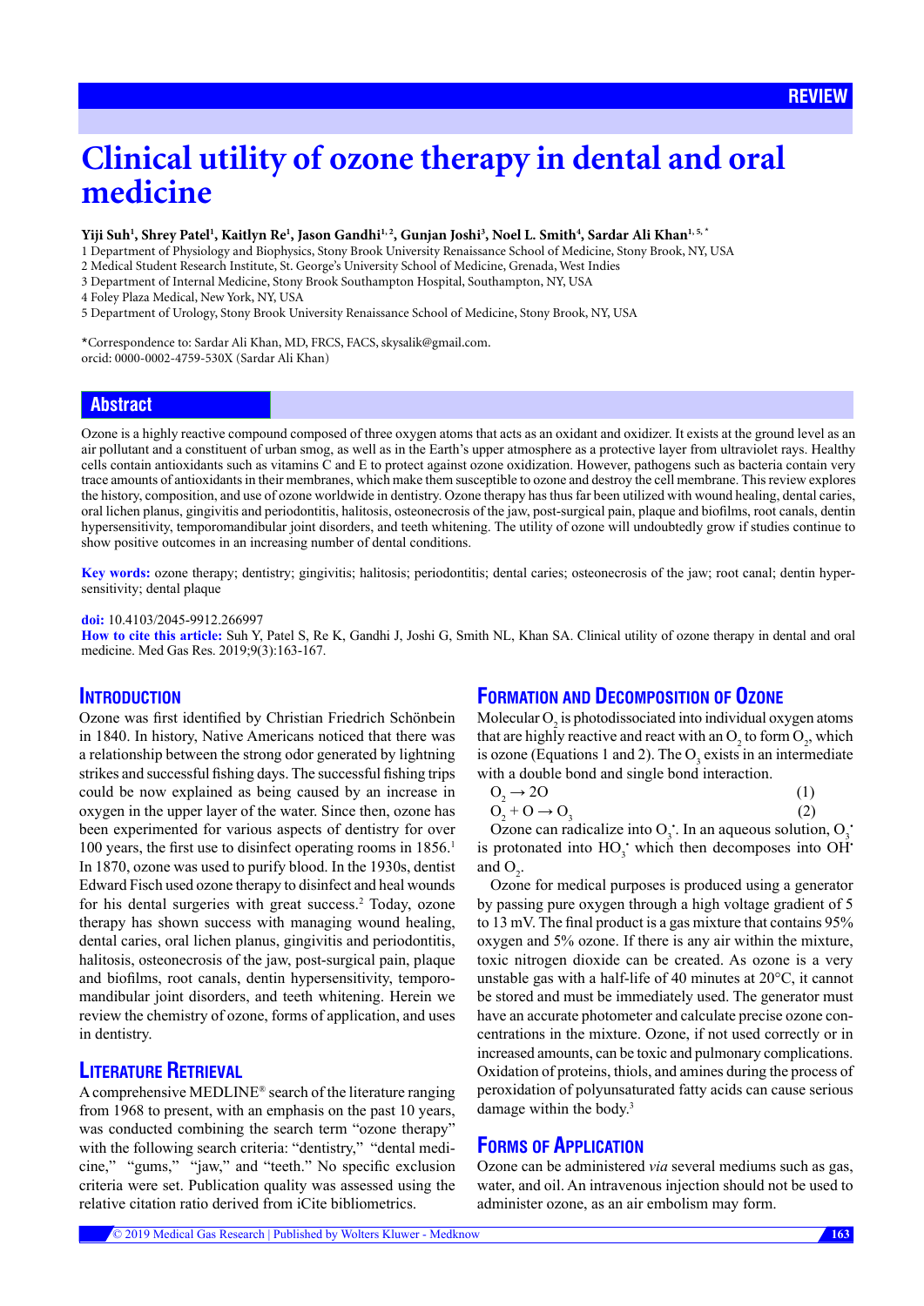REVIEW

# Clinical utility of ozone therapy in dental and oral medicine

**Yiji Suh[1], Shrey Patel[1], Kaitlyn Re[1], Jason Gandhi[1,2], Gunjan Joshi[3], Noel L. Smith[4], Sardar Ali Khan[1,5,*]**

1 Department of Physiology and Biophysics, Stony Brook University Renaissance School of Medicine, Stony Brook, NY, USA
2 Medical Student Research Institute, St. George's University School of Medicine, Grenada, West Indies
3 Department of Internal Medicine, Stony Brook Southampton Hospital, Southampton, NY, USA
4 Foley Plaza Medical, New York, NY, USA
5 Department of Urology, Stony Brook University Renaissance School of Medicine, Stony Brook, NY, USA

*Correspondence to: Sardar Ali Khan, MD, FRCS, FACS, skysalik@gmail.com.
orcid: 0000-0002-4759-530X (Sardar Ali Khan)

## Abstract

Ozone is a highly reactive compound composed of three oxygen atoms that acts as an oxidant and oxidizer. It exists at the ground level as an air pollutant and a constituent of urban smog, as well as in the Earth's upper atmosphere as a protective layer from ultraviolet rays. Healthy cells contain antioxidants such as vitamins C and E to protect against ozone oxidization. However, pathogens such as bacteria contain very trace amounts of antioxidants in their membranes, which make them susceptible to ozone and destroy the cell membrane. This review explores the history, composition, and use of ozone worldwide in dentistry. Ozone therapy has thus far been utilized with wound healing, dental caries, oral lichen planus, gingivitis and periodontitis, halitosis, osteonecrosis of the jaw, post-surgical pain, plaque and biofilms, root canals, dentin hypersensitivity, temporomandibular joint disorders, and teeth whitening. The utility of ozone will undoubtedly grow if studies continue to show positive outcomes in an increasing number of dental conditions.

**Key words:** ozone therapy; dentistry; gingivitis; halitosis; periodontitis; dental caries; osteonecrosis of the jaw; root canal; dentin hypersensitivity; dental plaque

**doi:** 10.4103/2045-9912.266997

**How to cite this article:** Suh Y, Patel S, Re K, Gandhi J, Joshi G, Smith NL, Khan SA. Clinical utility of ozone therapy in dental and oral medicine. Med Gas Res. 2019;9(3):163-167.

## Introduction

Ozone was first identified by Christian Friedrich Schönbein in 1840. In history, Native Americans noticed that there was a relationship between the strong odor generated by lightning strikes and successful fishing days. The successful fishing trips could be now explained as being caused by an increase in oxygen in the upper layer of the water. Since then, ozone has been experimented for various aspects of dentistry for over 100 years, the first use to disinfect operating rooms in 1856.[1] In 1870, ozone was used to purify blood. In the 1930s, dentist Edward Fisch used ozone therapy to disinfect and heal wounds for his dental surgeries with great success.[2] Today, ozone therapy has shown success with managing wound healing, dental caries, oral lichen planus, gingivitis and periodontitis, halitosis, osteonecrosis of the jaw, post-surgical pain, plaque and biofilms, root canals, dentin hypersensitivity, temporomandibular joint disorders, and teeth whitening. Herein we review the chemistry of ozone, forms of application, and uses in dentistry.

## Literature Retrieval

A comprehensive MEDLINE® search of the literature ranging from 1968 to present, with an emphasis on the past 10 years, was conducted combining the search term "ozone therapy" with the following search criteria: "dentistry," "dental medicine," "gums," "jaw," and "teeth." No specific exclusion criteria were set. Publication quality was assessed using the relative citation ratio derived from iCite bibliometrics.

## Formation and Decomposition of Ozone

Molecular $O_2$ is photodissociated into individual oxygen atoms that are highly reactive and react with an $O_2$ to form $O_3$, which is ozone (Equations 1 and 2). The $O_3$ exists in an intermediate with a double bond and single bond interaction.

$$O_2 \rightarrow 2O \quad (1)$$

$$O_2 + O \rightarrow O_3 \quad (2)$$

Ozone can radicalize into $O_3^{\bullet}$. In an aqueous solution, $O_3^{\bullet}$ is protonated into $HO_3^{\bullet}$ which then decomposes into $OH^{\bullet}$ and $O_2$.

Ozone for medical purposes is produced using a generator by passing pure oxygen through a high voltage gradient of 5 to 13 mV. The final product is a gas mixture that contains 95% oxygen and 5% ozone. If there is any air within the mixture, toxic nitrogen dioxide can be created. As ozone is a very unstable gas with a half-life of 40 minutes at 20°C, it cannot be stored and must be immediately used. The generator must have an accurate photometer and calculate precise ozone concentrations in the mixture. Ozone, if not used correctly or in increased amounts, can be toxic and pulmonary complications. Oxidation of proteins, thiols, and amines during the process of peroxidation of polyunsaturated fatty acids can cause serious damage within the body.[3]

## Forms of Application

Ozone can be administered *via* several mediums such as gas, water, and oil. An intravenous injection should not be used to administer ozone, as an air embolism may form.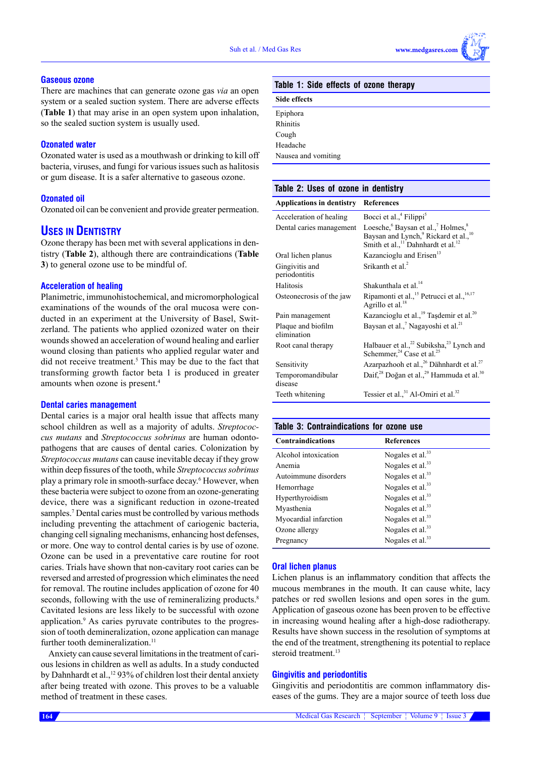## Gaseous ozone

There are machines that can generate ozone gas *via* an open system or a sealed suction system. There are adverse effects (**Table 1**) that may arise in an open system upon inhalation, so the sealed suction system is usually used.

## Ozonated water

Ozonated water is used as a mouthwash or drinking to kill off bacteria, viruses, and fungi for various issues such as halitosis or gum disease. It is a safer alternative to gaseous ozone.

## Ozonated oil

Ozonated oil can be convenient and provide greater permeation.

# Uses in Dentistry

Ozone therapy has been met with several applications in dentistry (**Table 2**), although there are contraindications (**Table 3**) to general ozone use to be mindful of.

## Acceleration of healing

Planimetric, immunohistochemical, and micromorphological examinations of the wounds of the oral mucosa were conducted in an experiment at the University of Basel, Switzerland. The patients who applied ozonized water on their wounds showed an acceleration of wound healing and earlier wound closing than patients who applied regular water and did not receive treatment.[5] This may be due to the fact that transforming growth factor beta 1 is produced in greater amounts when ozone is present.[4]

## Dental caries management

Dental caries is a major oral health issue that affects many school children as well as a majority of adults. *Streptococcus mutans* and *Streptococcus sobrinus* are human odontopathogens that are causes of dental caries. Colonization by *Streptococcus mutans* can cause inevitable decay if they grow within deep fissures of the tooth, while *Streptococcus sobrinus* play a primary role in smooth-surface decay.[6] However, when these bacteria were subject to ozone from an ozone-generating device, there was a significant reduction in ozone-treated samples.[7] Dental caries must be controlled by various methods including preventing the attachment of cariogenic bacteria, changing cell signaling mechanisms, enhancing host defenses, or more. One way to control dental caries is by use of ozone. Ozone can be used in a preventative care routine for root caries. Trials have shown that non-cavitary root caries can be reversed and arrested of progression which eliminates the need for removal. The routine includes application of ozone for 40 seconds, following with the use of remineralizing products.[8] Cavitated lesions are less likely to be successful with ozone application.[9] As caries pyruvate contributes to the progression of tooth demineralization, ozone application can manage further tooth demineralization.[11]

Anxiety can cause several limitations in the treatment of carious lesions in children as well as adults. In a study conducted by Dahnhardt et al.,[12] 93% of children lost their dental anxiety after being treated with ozone. This proves to be a valuable method of treatment in these cases.

**Table 1: Side effects of ozone therapy**

| Side effects |
| --- |
| Epiphora |
| Rhinitis |
| Cough |
| Headache |
| Nausea and vomiting |

**Table 2: Uses of ozone in dentistry**

| Applications in dentistry | References |
| --- | --- |
| Acceleration of healing | Bocci et al.,[4] Filippi[5] |
| Dental caries management | Loesche,[6] Baysan et al.,[7] Holmes,[8] Baysan and Lynch,[9] Rickard et al.,[10] Smith et al.,[11] Dahnhardt et al.[12] |
| Oral lichen planus | Kazancioglu and Erisen[13] |
| Gingivitis and periodontitis | Srikanth et al.[2] |
| Halitosis | Shakunthala et al.[14] |
| Osteonecrosis of the jaw | Ripamonti et al.,[15] Petrucci et al.,[16,17] Agrillo et al.[18] |
| Pain management | Kazancioglu et al.,[19] Taşdemir et al.[20] |
| Plaque and biofilm elimination | Baysan et al.,[7] Nagayoshi et al.[21] |
| Root canal therapy | Halbauer et al.,[22] Subiksha,[23] Lynch and Schemmer,[24] Case et al.[25] |
| Sensitivity | Azarpazhooh et al.,[26] Dähnhardt et al.[27] |
| Temporomandibular disease | Daif,[28] Doğan et al.,[29] Hammuda et al.[30] |
| Teeth whitening | Tessier et al.,[31] Al-Omiri et al.[32] |

**Table 3: Contraindications for ozone use**

| Contraindications | References |
| --- | --- |
| Alcohol intoxication | Nogales et al.[33] |
| Anemia | Nogales et al.[33] |
| Autoimmune disorders | Nogales et al.[33] |
| Hemorrhage | Nogales et al.[33] |
| Hyperthyroidism | Nogales et al.[33] |
| Myasthenia | Nogales et al.[33] |
| Myocardial infarction | Nogales et al.[33] |
| Ozone allergy | Nogales et al.[33] |
| Pregnancy | Nogales et al.[33] |

## Oral lichen planus

Lichen planus is an inflammatory condition that affects the mucous membranes in the mouth. It can cause white, lacy patches or red swollen lesions and open sores in the gum. Application of gaseous ozone has been proven to be effective in increasing wound healing after a high-dose radiotherapy. Results have shown success in the resolution of symptoms at the end of the treatment, strengthening its potential to replace steroid treatment.[13]

## Gingivitis and periodontitis

Gingivitis and periodontitis are common inflammatory diseases of the gums. They are a major source of teeth loss due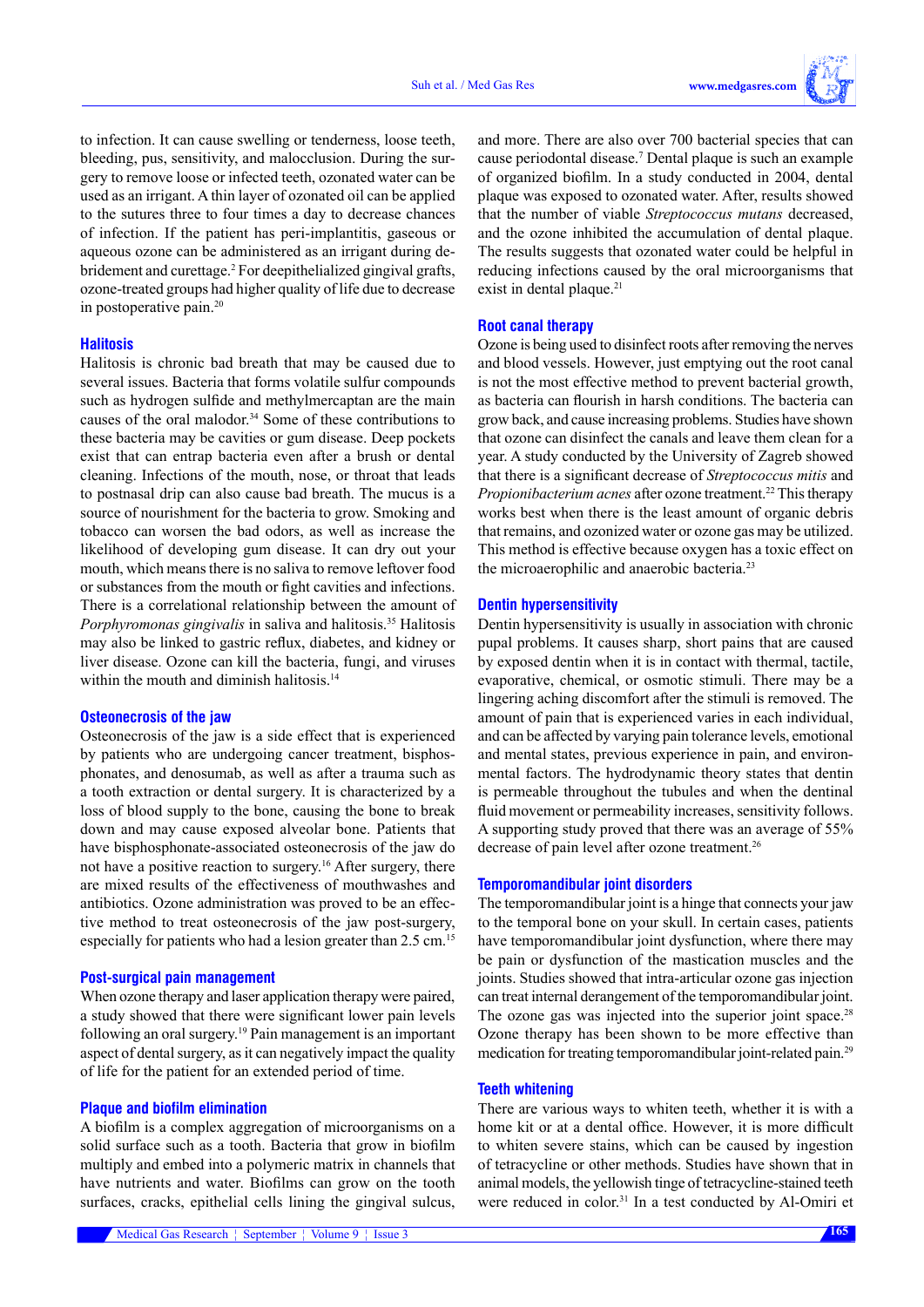to infection. It can cause swelling or tenderness, loose teeth, bleeding, pus, sensitivity, and malocclusion. During the surgery to remove loose or infected teeth, ozonated water can be used as an irrigant. A thin layer of ozonated oil can be applied to the sutures three to four times a day to decrease chances of infection. If the patient has peri-implantitis, gaseous or aqueous ozone can be administered as an irrigant during debridement and curettage.[2] For deepithelialized gingival grafts, ozone-treated groups had higher quality of life due to decrease in postoperative pain.[20]

## Halitosis

Halitosis is chronic bad breath that may be caused due to several issues. Bacteria that forms volatile sulfur compounds such as hydrogen sulfide and methylmercaptan are the main causes of the oral malodor.[34] Some of these contributions to these bacteria may be cavities or gum disease. Deep pockets exist that can entrap bacteria even after a brush or dental cleaning. Infections of the mouth, nose, or throat that leads to postnasal drip can also cause bad breath. The mucus is a source of nourishment for the bacteria to grow. Smoking and tobacco can worsen the bad odors, as well as increase the likelihood of developing gum disease. It can dry out your mouth, which means there is no saliva to remove leftover food or substances from the mouth or fight cavities and infections. There is a correlational relationship between the amount of *Porphyromonas gingivalis* in saliva and halitosis.[35] Halitosis may also be linked to gastric reflux, diabetes, and kidney or liver disease. Ozone can kill the bacteria, fungi, and viruses within the mouth and diminish halitosis.[14]

## Osteonecrosis of the jaw

Osteonecrosis of the jaw is a side effect that is experienced by patients who are undergoing cancer treatment, bisphosphonates, and denosumab, as well as after a trauma such as a tooth extraction or dental surgery. It is characterized by a loss of blood supply to the bone, causing the bone to break down and may cause exposed alveolar bone. Patients that have bisphosphonate-associated osteonecrosis of the jaw do not have a positive reaction to surgery.[16] After surgery, there are mixed results of the effectiveness of mouthwashes and antibiotics. Ozone administration was proved to be an effective method to treat osteonecrosis of the jaw post-surgery, especially for patients who had a lesion greater than 2.5 cm.[15]

## Post-surgical pain management

When ozone therapy and laser application therapy were paired, a study showed that there were significant lower pain levels following an oral surgery.[19] Pain management is an important aspect of dental surgery, as it can negatively impact the quality of life for the patient for an extended period of time.

## Plaque and biofilm elimination

A biofilm is a complex aggregation of microorganisms on a solid surface such as a tooth. Bacteria that grow in biofilm multiply and embed into a polymeric matrix in channels that have nutrients and water. Biofilms can grow on the tooth surfaces, cracks, epithelial cells lining the gingival sulcus, and more. There are also over 700 bacterial species that can cause periodontal disease.[7] Dental plaque is such an example of organized biofilm. In a study conducted in 2004, dental plaque was exposed to ozonated water. After, results showed that the number of viable *Streptococcus mutans* decreased, and the ozone inhibited the accumulation of dental plaque. The results suggests that ozonated water could be helpful in reducing infections caused by the oral microorganisms that exist in dental plaque.[21]

## Root canal therapy

Ozone is being used to disinfect roots after removing the nerves and blood vessels. However, just emptying out the root canal is not the most effective method to prevent bacterial growth, as bacteria can flourish in harsh conditions. The bacteria can grow back, and cause increasing problems. Studies have shown that ozone can disinfect the canals and leave them clean for a year. A study conducted by the University of Zagreb showed that there is a significant decrease of *Streptococcus mitis* and *Propionibacterium acnes* after ozone treatment.[22] This therapy works best when there is the least amount of organic debris that remains, and ozonized water or ozone gas may be utilized. This method is effective because oxygen has a toxic effect on the microaerophilic and anaerobic bacteria.[23]

## Dentin hypersensitivity

Dentin hypersensitivity is usually in association with chronic pupal problems. It causes sharp, short pains that are caused by exposed dentin when it is in contact with thermal, tactile, evaporative, chemical, or osmotic stimuli. There may be a lingering aching discomfort after the stimuli is removed. The amount of pain that is experienced varies in each individual, and can be affected by varying pain tolerance levels, emotional and mental states, previous experience in pain, and environmental factors. The hydrodynamic theory states that dentin is permeable throughout the tubules and when the dentinal fluid movement or permeability increases, sensitivity follows. A supporting study proved that there was an average of 55% decrease of pain level after ozone treatment.[26]

## Temporomandibular joint disorders

The temporomandibular joint is a hinge that connects your jaw to the temporal bone on your skull. In certain cases, patients have temporomandibular joint dysfunction, where there may be pain or dysfunction of the mastication muscles and the joints. Studies showed that intra-articular ozone gas injection can treat internal derangement of the temporomandibular joint. The ozone gas was injected into the superior joint space.[28] Ozone therapy has been shown to be more effective than medication for treating temporomandibular joint-related pain.[29]

## Teeth whitening

There are various ways to whiten teeth, whether it is with a home kit or at a dental office. However, it is more difficult to whiten severe stains, which can be caused by ingestion of tetracycline or other methods. Studies have shown that in animal models, the yellowish tinge of tetracycline-stained teeth were reduced in color.[31] In a test conducted by Al-Omiri et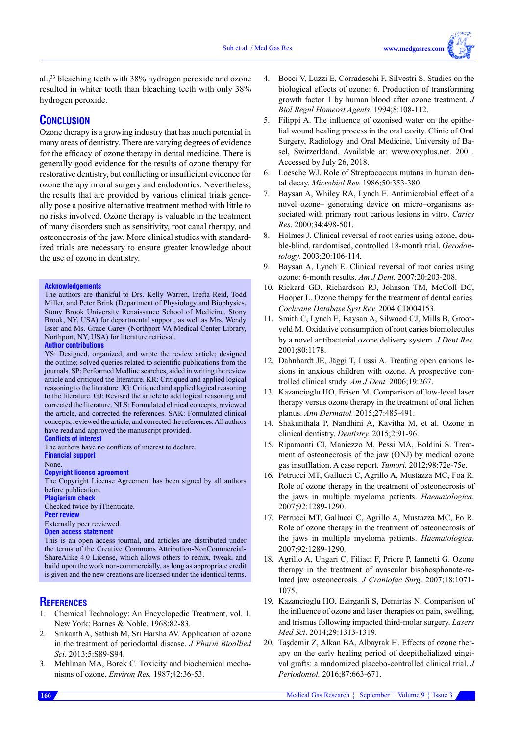al.,[33] bleaching teeth with 38% hydrogen peroxide and ozone resulted in whiter teeth than bleaching teeth with only 38% hydrogen peroxide.

## Conclusion

Ozone therapy is a growing industry that has much potential in many areas of dentistry. There are varying degrees of evidence for the efficacy of ozone therapy in dental medicine. There is generally good evidence for the results of ozone therapy for restorative dentistry, but conflicting or insufficient evidence for ozone therapy in oral surgery and endodontics. Nevertheless, the results that are provided by various clinical trials generally pose a positive alternative treatment method with little to no risks involved. Ozone therapy is valuable in the treatment of many disorders such as sensitivity, root canal therapy, and osteonecrosis of the jaw. More clinical studies with standardized trials are necessary to ensure greater knowledge about the use of ozone in dentistry.

**Acknowledgements**

The authors are thankful to Drs. Kelly Warren, Inefta Reid, Todd Miller, and Peter Brink (Department of Physiology and Biophysics, Stony Brook University Renaissance School of Medicine, Stony Brook, NY, USA) for departmental support, as well as Mrs. Wendy Isser and Ms. Grace Garey (Northport VA Medical Center Library, Northport, NY, USA) for literature retrieval.

**Author contributions**

YS: Designed, organized, and wrote the review article; designed the outline; solved queries related to scientific publications from the journals. SP: Performed Medline searches, aided in writing the review article and critiqued the literature. KR: Critiqued and applied logical reasoning to the literature. JG: Critiqued and applied logical reasoning to the literature. GJ: Revised the article to add logical reasoning and corrected the literature. NLS: Formulated clinical concepts, reviewed the article, and corrected the references. SAK: Formulated clinical concepts, reviewed the article, and corrected the references. All authors have read and approved the manuscript provided.

**Conflicts of interest**

The authors have no conflicts of interest to declare.

**Financial support**

None.

**Copyright license agreement**

The Copyright License Agreement has been signed by all authors before publication.

**Plagiarism check**

Checked twice by iThenticate.

**Peer review**

Externally peer reviewed.

**Open access statement**

This is an open access journal, and articles are distributed under the terms of the Creative Commons Attribution-NonCommercial-ShareAlike 4.0 License, which allows others to remix, tweak, and build upon the work non-commercially, as long as appropriate credit is given and the new creations are licensed under the identical terms.

## References

1. Chemical Technology: An Encyclopedic Treatment, vol. 1. New York: Barnes & Noble. 1968:82-83.
2. Srikanth A, Sathish M, Sri Harsha AV. Application of ozone in the treatment of periodontal disease. *J Pharm Bioallied Sci.* 2013;5:S89-S94.
3. Mehlman MA, Borek C. Toxicity and biochemical mechanisms of ozone. *Environ Res.* 1987;42:36-53.
4. Bocci V, Luzzi E, Corradeschi F, Silvestri S. Studies on the biological effects of ozone: 6. Production of transforming growth factor 1 by human blood after ozone treatment. *J Biol Regul Homeost Agents*. 1994;8:108-112.
5. Filippi A. The influence of ozonised water on the epithelial wound healing process in the oral cavity. Clinic of Oral Surgery, Radiology and Oral Medicine, University of Basel, Switzerldand. Available at: www.oxyplus.net. 2001. Accessed by July 26, 2018.
6. Loesche WJ. Role of Streptococcus mutans in human dental decay. *Microbiol Rev.* 1986;50:353-380.
7. Baysan A, Whiley RA, Lynch E. Antimicrobial effect of a novel ozone– generating device on micro–organisms associated with primary root carious lesions in vitro. *Caries Res*. 2000;34:498-501.
8. Holmes J. Clinical reversal of root caries using ozone, double-blind, randomised, controlled 18-month trial. *Gerodontology.* 2003;20:106-114.
9. Baysan A, Lynch E. Clinical reversal of root caries using ozone: 6-month results. *Am J Dent.* 2007;20:203-208.
10. Rickard GD, Richardson RJ, Johnson TM, McColl DC, Hooper L. Ozone therapy for the treatment of dental caries. *Cochrane Database Syst Rev.* 2004:CD004153.
11. Smith C, Lynch E, Baysan A, Silwood CJ, Mills B, Grootveld M. Oxidative consumption of root caries biomolecules by a novel antibacterial ozone delivery system. *J Dent Res.* 2001;80:1178.
12. Dahnhardt JE, Jäggi T, Lussi A. Treating open carious lesions in anxious children with ozone. A prospective controlled clinical study. *Am J Dent.* 2006;19:267.
13. Kazancioglu HO, Erisen M. Comparison of low-level laser therapy versus ozone therapy in the treatment of oral lichen planus. *Ann Dermatol.* 2015;27:485-491.
14. Shakunthala P, Nandhini A, Kavitha M, et al. Ozone in clinical dentistry. *Dentistry.* 2015;2:91-96.
15. Ripamonti CI, Maniezzo M, Pessi MA, Boldini S. Treatment of osteonecrosis of the jaw (ONJ) by medical ozone gas insufflation. A case report. *Tumori.* 2012;98:72e-75e.
16. Petrucci MT, Gallucci C, Agrillo A, Mustazza MC, Foa R. Role of ozone therapy in the treatment of osteonecrosis of the jaws in multiple myeloma patients. *Haematologica.* 2007;92:1289-1290.
17. Petrucci MT, Gallucci C, Agrillo A, Mustazza MC, Fo R. Role of ozone therapy in the treatment of osteonecrosis of the jaws in multiple myeloma patients. *Haematologica.* 2007;92:1289-1290.
18. Agrillo A, Ungari C, Filiaci F, Priore P, Iannetti G. Ozone therapy in the treatment of avascular bisphosphonate-related jaw osteonecrosis. *J Craniofac Surg*. 2007;18:1071-1075.
19. Kazancioglu HO, Ezirganli S, Demirtas N. Comparison of the influence of ozone and laser therapies on pain, swelling, and trismus following impacted third-molar surgery. *Lasers Med Sci*. 2014;29:1313-1319.
20. Taşdemir Z, Alkan BA, Albayrak H. Effects of ozone therapy on the early healing period of deepithelialized gingival grafts: a randomized placebo-controlled clinical trial. *J Periodontol.* 2016;87:663-671.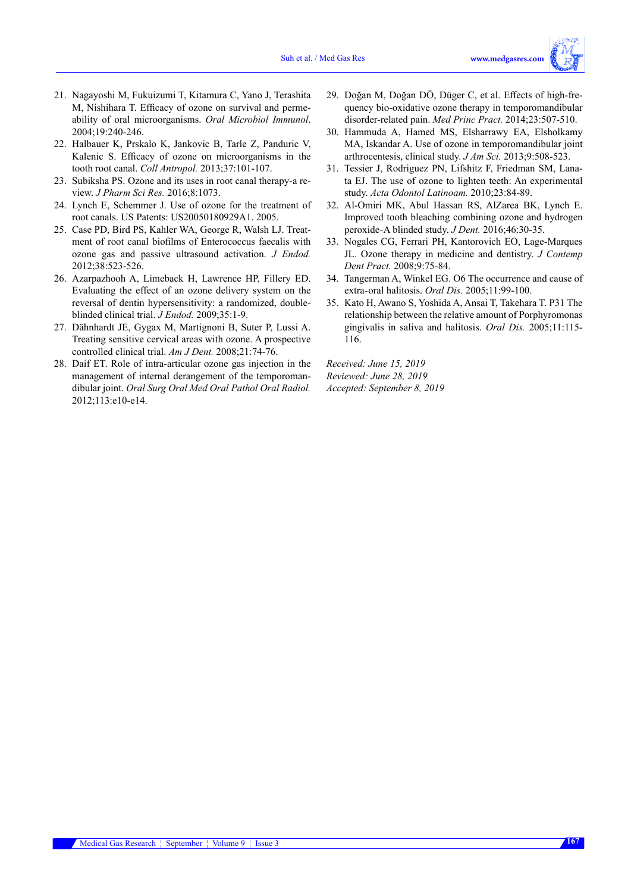21. Nagayoshi M, Fukuizumi T, Kitamura C, Yano J, Terashita M, Nishihara T. Efficacy of ozone on survival and permeability of oral microorganisms. *Oral Microbiol Immunol*. 2004;19:240-246.
22. Halbauer K, Prskalo K, Jankovic B, Tarle Z, Panduric V, Kalenic S. Efficacy of ozone on microorganisms in the tooth root canal. *Coll Antropol.* 2013;37:101-107.
23. Subiksha PS. Ozone and its uses in root canal therapy-a review. *J Pharm Sci Res.* 2016;8:1073.
24. Lynch E, Schemmer J. Use of ozone for the treatment of root canals. US Patents: US20050180929A1. 2005.
25. Case PD, Bird PS, Kahler WA, George R, Walsh LJ. Treatment of root canal biofilms of Enterococcus faecalis with ozone gas and passive ultrasound activation. *J Endod.* 2012;38:523-526.
26. Azarpazhooh A, Limeback H, Lawrence HP, Fillery ED. Evaluating the effect of an ozone delivery system on the reversal of dentin hypersensitivity: a randomized, double-blinded clinical trial. *J Endod.* 2009;35:1-9.
27. Dähnhardt JE, Gygax M, Martignoni B, Suter P, Lussi A. Treating sensitive cervical areas with ozone. A prospective controlled clinical trial. *Am J Dent.* 2008;21:74-76.
28. Daif ET. Role of intra-articular ozone gas injection in the management of internal derangement of the temporomandibular joint. *Oral Surg Oral Med Oral Pathol Oral Radiol.* 2012;113:e10-e14.
29. Doğan M, Doğan DÖ, Düger C, et al. Effects of high-frequency bio-oxidative ozone therapy in temporomandibular disorder-related pain. *Med Princ Pract.* 2014;23:507-510.
30. Hammuda A, Hamed MS, Elsharrawy EA, Elsholkamy MA, Iskandar A. Use of ozone in temporomandibular joint arthrocentesis, clinical study. *J Am Sci.* 2013;9:508-523.
31. Tessier J, Rodriguez PN, Lifshitz F, Friedman SM, Lanata EJ. The use of ozone to lighten teeth: An experimental study. *Acta Odontol Latinoam.* 2010;23:84-89.
32. Al-Omiri MK, Abul Hassan RS, AlZarea BK, Lynch E. Improved tooth bleaching combining ozone and hydrogen peroxide-A blinded study. *J Dent.* 2016;46:30-35.
33. Nogales CG, Ferrari PH, Kantorovich EO, Lage-Marques JL. Ozone therapy in medicine and dentistry. *J Contemp Dent Pract.* 2008;9:75-84.
34. Tangerman A, Winkel EG. O6 The occurrence and cause of extra-oral halitosis. *Oral Dis.* 2005;11:99-100.
35. Kato H, Awano S, Yoshida A, Ansai T, Takehara T. P31 The relationship between the relative amount of Porphyromonas gingivalis in saliva and halitosis. *Oral Dis.* 2005;11:115-116.

*Received: June 15, 2019*
*Reviewed: June 28, 2019*
*Accepted: September 8, 2019*